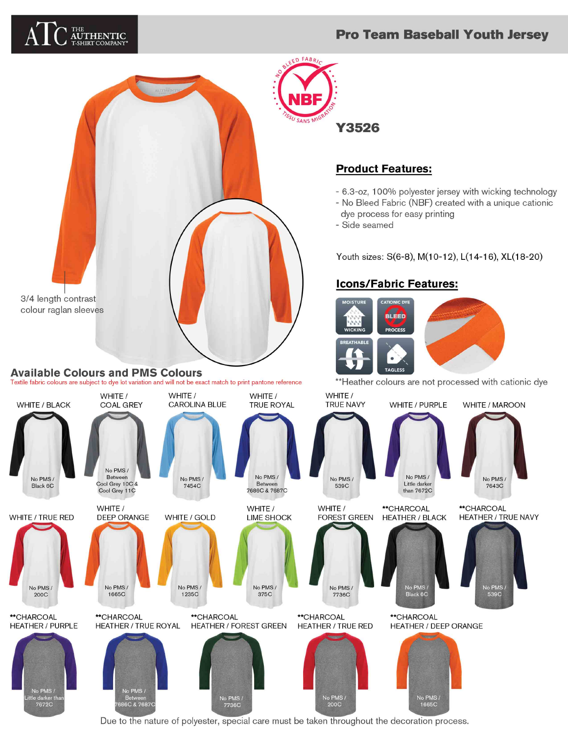# Pro Team Baseball Youth Jersey

ATC THE AUTHENTIC T-SHIRT COMPANY®

NO BLEED FABRIC — NBF — TISSU SANS MIGRATION

## Y3526

3/4 length contrast colour raglan sleeves

### Product Features:

- 6.3-oz, 100% polyester jersey with wicking technology
- No Bleed Fabric (NBF) created with a unique cationic dye process for easy printing
- Side seamed

Youth sizes: S(6-8), M(10-12), L(14-16), XL(18-20)

### Icons/Fabric Features:

MOISTURE WICKING | CATIONIC DYE BLEED PROCESS | BREATHABLE | TAGLESS

**Heather colours are not processed with cationic dye

## Available Colours and PMS Colours

Textile fabric colours are subject to dye lot variation and will not be exact match to print pantone reference

| Colour | PMS |
|---|---|
| WHITE / BLACK | No PMS / Black 6C |
| WHITE / COAL GREY | No PMS / Between Cool Grey 10C & Cool Grey 11C |
| WHITE / CAROLINA BLUE | No PMS / 7454C |
| WHITE / TRUE ROYAL | No PMS / Between 7686C & 7687C |
| WHITE / TRUE NAVY | No PMS / 539C |
| WHITE / PURPLE | No PMS / Little darker than 7672C |
| WHITE / MAROON | No PMS / 7643C |
| WHITE / TRUE RED | No PMS / 200C |
| WHITE / DEEP ORANGE | No PMS / 1665C |
| WHITE / GOLD | No PMS / 1235C |
| WHITE / LIME SHOCK | No PMS / 375C |
| WHITE / FOREST GREEN | No PMS / 7736C |
| **CHARCOAL HEATHER / BLACK | No PMS / Black 6C |
| **CHARCOAL HEATHER / TRUE NAVY | No PMS / 539C |
| **CHARCOAL HEATHER / PURPLE | No PMS / Little darker than 7672C |
| **CHARCOAL HEATHER / TRUE ROYAL | No PMS / Between 7686C & 7687C |
| **CHARCOAL HEATHER / FOREST GREEN | No PMS / 7736C |
| **CHARCOAL HEATHER / TRUE RED | No PMS / 200C |
| **CHARCOAL HEATHER / DEEP ORANGE | No PMS / 1665C |

Due to the nature of polyester, special care must be taken throughout the decoration process.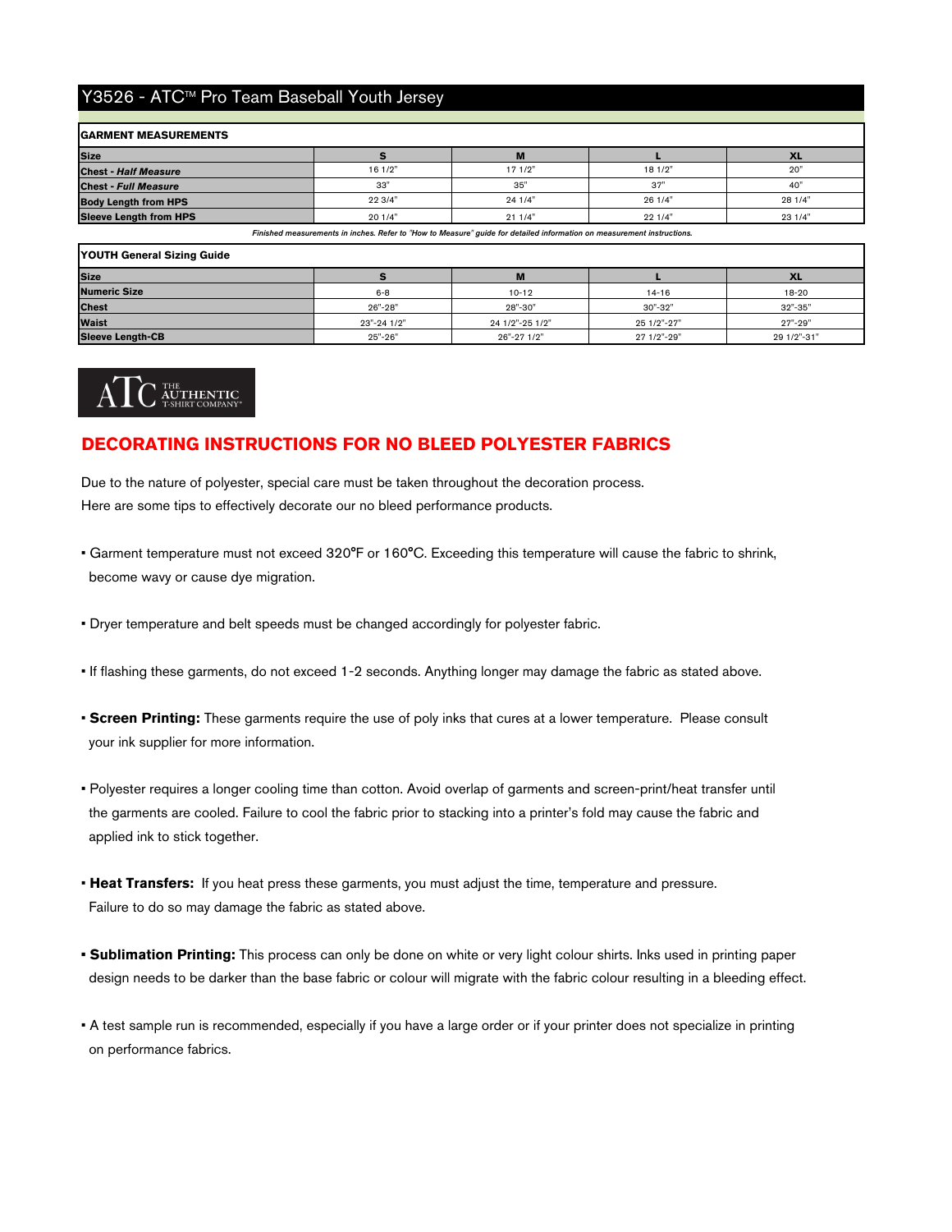## Y3526 - ATC™ Pro Team Baseball Youth Jersey

| GARMENT MEASUREMENTS | | | | |
|---|---|---|---|---|
| **Size** | **S** | **M** | **L** | **XL** |
| **Chest - *Half Measure*** | 16 1/2" | 17 1/2" | 18 1/2" | 20" |
| **Chest - *Full Measure*** | 33" | 35" | 37" | 40" |
| **Body Length from HPS** | 22 3/4" | 24 1/4" | 26 1/4" | 28 1/4" |
| **Sleeve Length from HPS** | 20 1/4" | 21 1/4" | 22 1/4" | 23 1/4" |

***Finished measurements in inches. Refer to "How to Measure" guide for detailed information on measurement instructions.***

| YOUTH General Sizing Guide | | | | |
|---|---|---|---|---|
| **Size** | **S** | **M** | **L** | **XL** |
| **Numeric Size** | 6-8 | 10-12 | 14-16 | 18-20 |
| **Chest** | 26"-28" | 28"-30" | 30"-32" | 32"-35" |
| **Waist** | 23"-24 1/2" | 24 1/2"-25 1/2" | 25 1/2"-27" | 27"-29" |
| **Sleeve Length-CB** | 25"-26" | 26"-27 1/2" | 27 1/2"-29" | 29 1/2"-31" |

ATC THE AUTHENTIC T-SHIRT COMPANY®

## DECORATING INSTRUCTIONS FOR NO BLEED POLYESTER FABRICS

Due to the nature of polyester, special care must be taken throughout the decoration process.
Here are some tips to effectively decorate our no bleed performance products.

- Garment temperature must not exceed 320°F or 160°C. Exceeding this temperature will cause the fabric to shrink, become wavy or cause dye migration.

- Dryer temperature and belt speeds must be changed accordingly for polyester fabric.

- If flashing these garments, do not exceed 1-2 seconds. Anything longer may damage the fabric as stated above.

- **Screen Printing:** These garments require the use of poly inks that cures at a lower temperature. Please consult your ink supplier for more information.

- Polyester requires a longer cooling time than cotton. Avoid overlap of garments and screen-print/heat transfer until the garments are cooled. Failure to cool the fabric prior to stacking into a printer's fold may cause the fabric and applied ink to stick together.

- **Heat Transfers:** If you heat press these garments, you must adjust the time, temperature and pressure. Failure to do so may damage the fabric as stated above.

- **Sublimation Printing:** This process can only be done on white or very light colour shirts. Inks used in printing paper design needs to be darker than the base fabric or colour will migrate with the fabric colour resulting in a bleeding effect.

- A test sample run is recommended, especially if you have a large order or if your printer does not specialize in printing on performance fabrics.